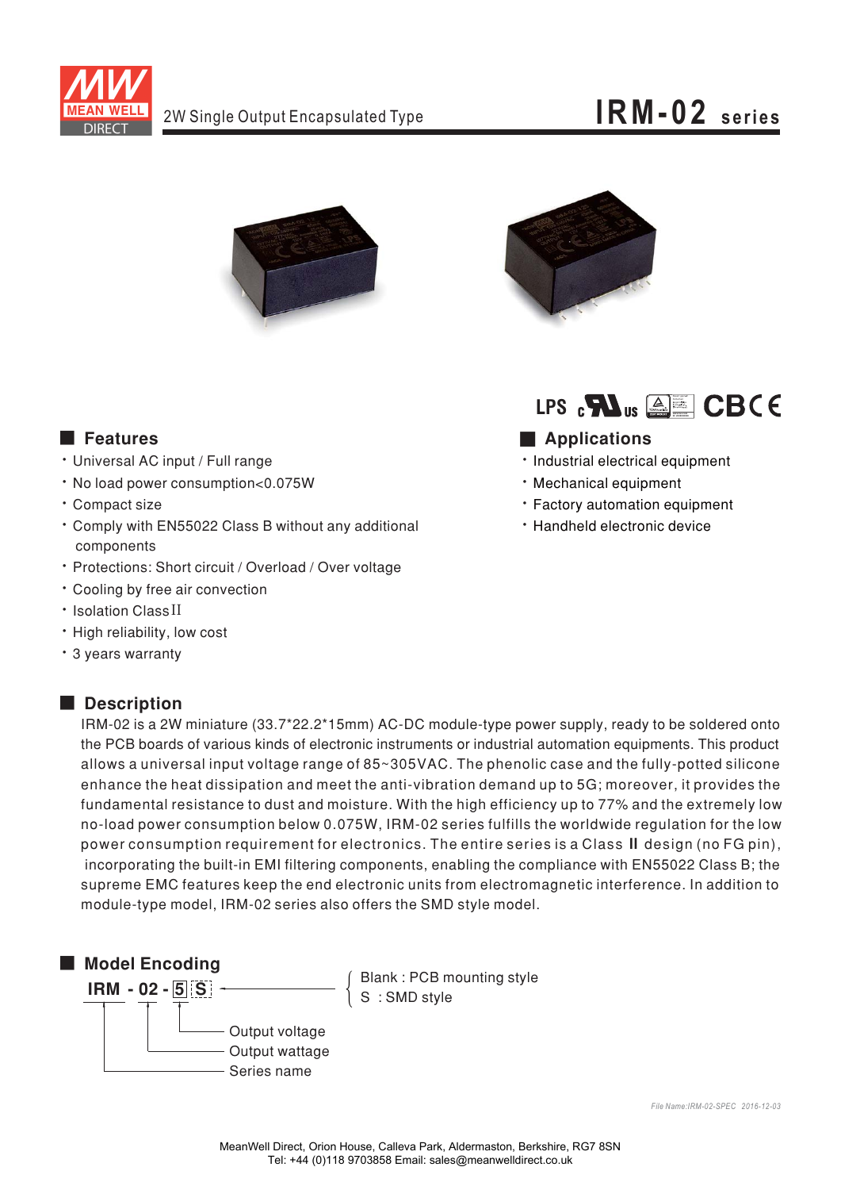2W Single Output Encapsulated Type

# IRM-02 series

LPS

## Features

- Universal AC input / Full range
- No load power consumption<0.075W
- Compact size
- Comply with EN55022 Class B without any additional components
- Protections: Short circuit / Overload / Over voltage
- Cooling by free air convection
- Isolation Class II
- High reliability, low cost
- 3 years warranty

## Applications

- Industrial electrical equipment
- Mechanical equipment
- Factory automation equipment
- Handheld electronic device

## Description

IRM-02 is a 2W miniature (33.7*22.2*15mm) AC-DC module-type power supply, ready to be soldered onto the PCB boards of various kinds of electronic instruments or industrial automation equipments. This product allows a universal input voltage range of 85~305VAC. The phenolic case and the fully-potted silicone enhance the heat dissipation and meet the anti-vibration demand up to 5G; moreover, it provides the fundamental resistance to dust and moisture. With the high efficiency up to 77% and the extremely low no-load power consumption below 0.075W, IRM-02 series fulfills the worldwide regulation for the low power consumption requirement for electronics. The entire series is a Class II design (no FG pin), incorporating the built-in EMI filtering components, enabling the compliance with EN55022 Class B; the supreme EMC features keep the end electronic units from electromagnetic interference. In addition to module-type model, IRM-02 series also offers the SMD style model.

## Model Encoding

**IRM - 02 - 5 S**

- S: Blank : PCB mounting style; S : SMD style
- 5: Output voltage
- 02: Output wattage
- IRM: Series name

*File Name:IRM-02-SPEC 2016-12-03*

MeanWell Direct, Orion House, Calleva Park, Aldermaston, Berkshire, RG7 8SN
Tel: +44 (0)118 9703858 Email: sales@meanwelldirect.co.uk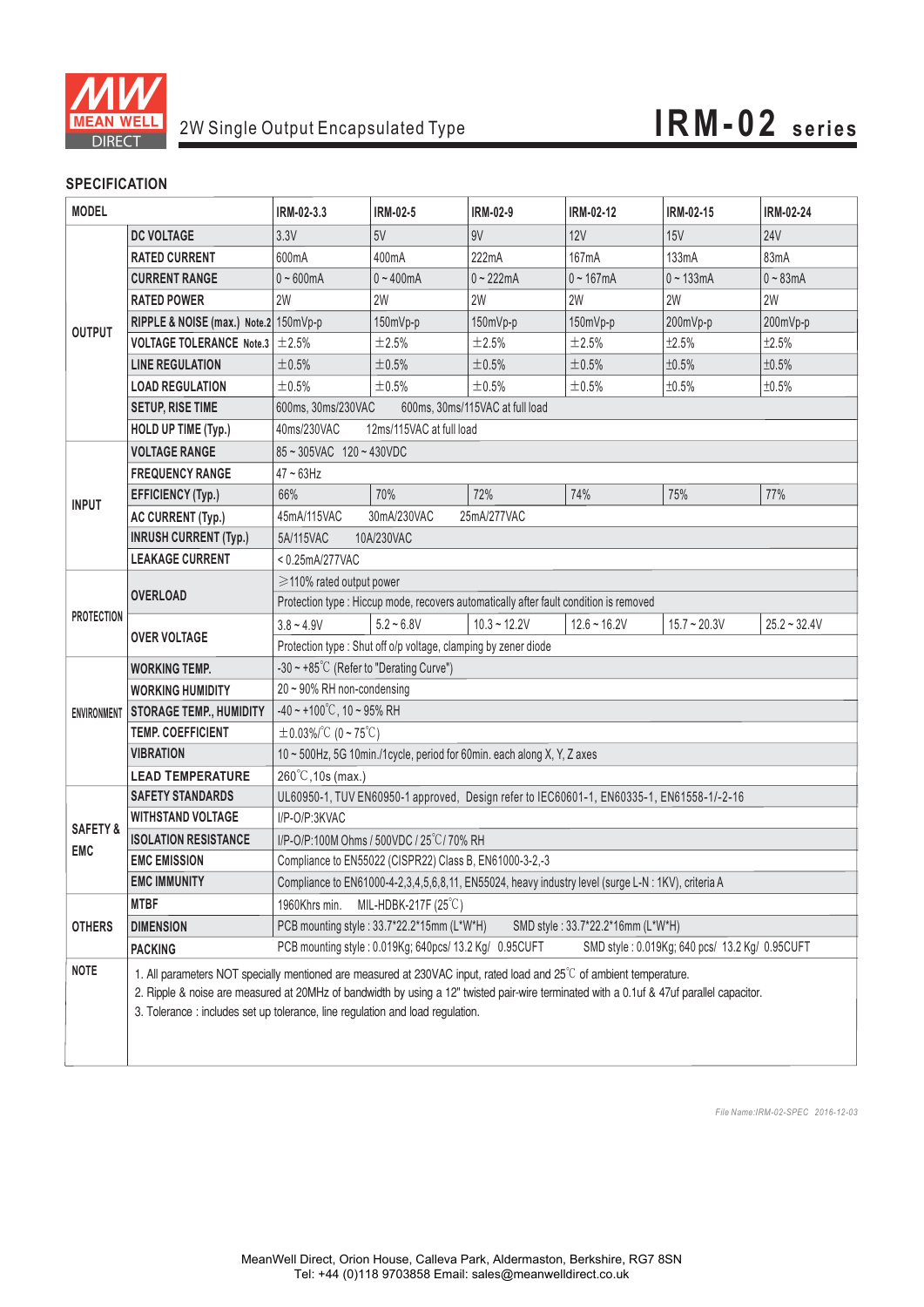# IRM-02 series

2W Single Output Encapsulated Type

## SPECIFICATION

| MODEL | | IRM-02-3.3 | IRM-02-5 | IRM-02-9 | IRM-02-12 | IRM-02-15 | IRM-02-24 |
|---|---|---|---|---|---|---|---|
| OUTPUT | DC VOLTAGE | 3.3V | 5V | 9V | 12V | 15V | 24V |
| | RATED CURRENT | 600mA | 400mA | 222mA | 167mA | 133mA | 83mA |
| | CURRENT RANGE | 0 ~ 600mA | 0 ~ 400mA | 0 ~ 222mA | 0 ~ 167mA | 0 ~ 133mA | 0 ~ 83mA |
| | RATED POWER | 2W | 2W | 2W | 2W | 2W | 2W |
| | RIPPLE & NOISE (max.) Note.2 | 150mVp-p | 150mVp-p | 150mVp-p | 150mVp-p | 200mVp-p | 200mVp-p |
| | VOLTAGE TOLERANCE Note.3 | ±2.5% | ±2.5% | ±2.5% | ±2.5% | ±2.5% | ±2.5% |
| | LINE REGULATION | ±0.5% | ±0.5% | ±0.5% | ±0.5% | ±0.5% | ±0.5% |
| | LOAD REGULATION | ±0.5% | ±0.5% | ±0.5% | ±0.5% | ±0.5% | ±0.5% |
| | SETUP, RISE TIME | 600ms, 30ms/230VAC 600ms, 30ms/115VAC at full load | | | | | |
| | HOLD UP TIME (Typ.) | 40ms/230VAC 12ms/115VAC at full load | | | | | |
| INPUT | VOLTAGE RANGE | 85 ~ 305VAC 120 ~ 430VDC | | | | | |
| | FREQUENCY RANGE | 47 ~ 63Hz | | | | | |
| | EFFICIENCY (Typ.) | 66% | 70% | 72% | 74% | 75% | 77% |
| | AC CURRENT (Typ.) | 45mA/115VAC 30mA/230VAC 25mA/277VAC | | | | | |
| | INRUSH CURRENT (Typ.) | 5A/115VAC 10A/230VAC | | | | | |
| | LEAKAGE CURRENT | < 0.25mA/277VAC | | | | | |
| PROTECTION | OVERLOAD | ≥110% rated output power | | | | | |
| | | Protection type : Hiccup mode, recovers automatically after fault condition is removed | | | | | |
| | OVER VOLTAGE | 3.8 ~ 4.9V | 5.2 ~ 6.8V | 10.3 ~ 12.2V | 12.6 ~ 16.2V | 15.7 ~ 20.3V | 25.2 ~ 32.4V |
| | | Protection type : Shut off o/p voltage, clamping by zener diode | | | | | |
| ENVIRONMENT | WORKING TEMP. | -30 ~ +85℃ (Refer to "Derating Curve") | | | | | |
| | WORKING HUMIDITY | 20 ~ 90% RH non-condensing | | | | | |
| | STORAGE TEMP., HUMIDITY | -40 ~ +100℃, 10 ~ 95% RH | | | | | |
| | TEMP. COEFFICIENT | ±0.03%/℃ (0 ~ 75℃) | | | | | |
| | VIBRATION | 10 ~ 500Hz, 5G 10min./1cycle, period for 60min. each along X, Y, Z axes | | | | | |
| | LEAD TEMPERATURE | 260℃,10s (max.) | | | | | |
| SAFETY & EMC | SAFETY STANDARDS | UL60950-1, TUV EN60950-1 approved, Design refer to IEC60601-1, EN60335-1, EN61558-1/-2-16 | | | | | |
| | WITHSTAND VOLTAGE | I/P-O/P:3KVAC | | | | | |
| | ISOLATION RESISTANCE | I/P-O/P:100M Ohms / 500VDC / 25℃/ 70% RH | | | | | |
| | EMC EMISSION | Compliance to EN55022 (CISPR22) Class B, EN61000-3-2,-3 | | | | | |
| | EMC IMMUNITY | Compliance to EN61000-4-2,3,4,5,6,8,11, EN55024, heavy industry level (surge L-N : 1KV), criteria A | | | | | |
| OTHERS | MTBF | 1960Khrs min. MIL-HDBK-217F (25℃) | | | | | |
| | DIMENSION | PCB mounting style : 33.7*22.2*15mm (L*W*H) SMD style : 33.7*22.2*16mm (L*W*H) | | | | | |
| | PACKING | PCB mounting style : 0.019Kg; 640pcs/ 13.2 Kg/ 0.95CUFT SMD style : 0.019Kg; 640 pcs/ 13.2 Kg/ 0.95CUFT | | | | | |

**NOTE**

1. All parameters NOT specially mentioned are measured at 230VAC input, rated load and 25℃ of ambient temperature.
2. Ripple & noise are measured at 20MHz of bandwidth by using a 12" twisted pair-wire terminated with a 0.1uf & 47uf parallel capacitor.
3. Tolerance : includes set up tolerance, line regulation and load regulation.

*File Name:IRM-02-SPEC 2016-12-03*

MeanWell Direct, Orion House, Calleva Park, Aldermaston, Berkshire, RG7 8SN
Tel: +44 (0)118 9703858 Email: sales@meanwelldirect.co.uk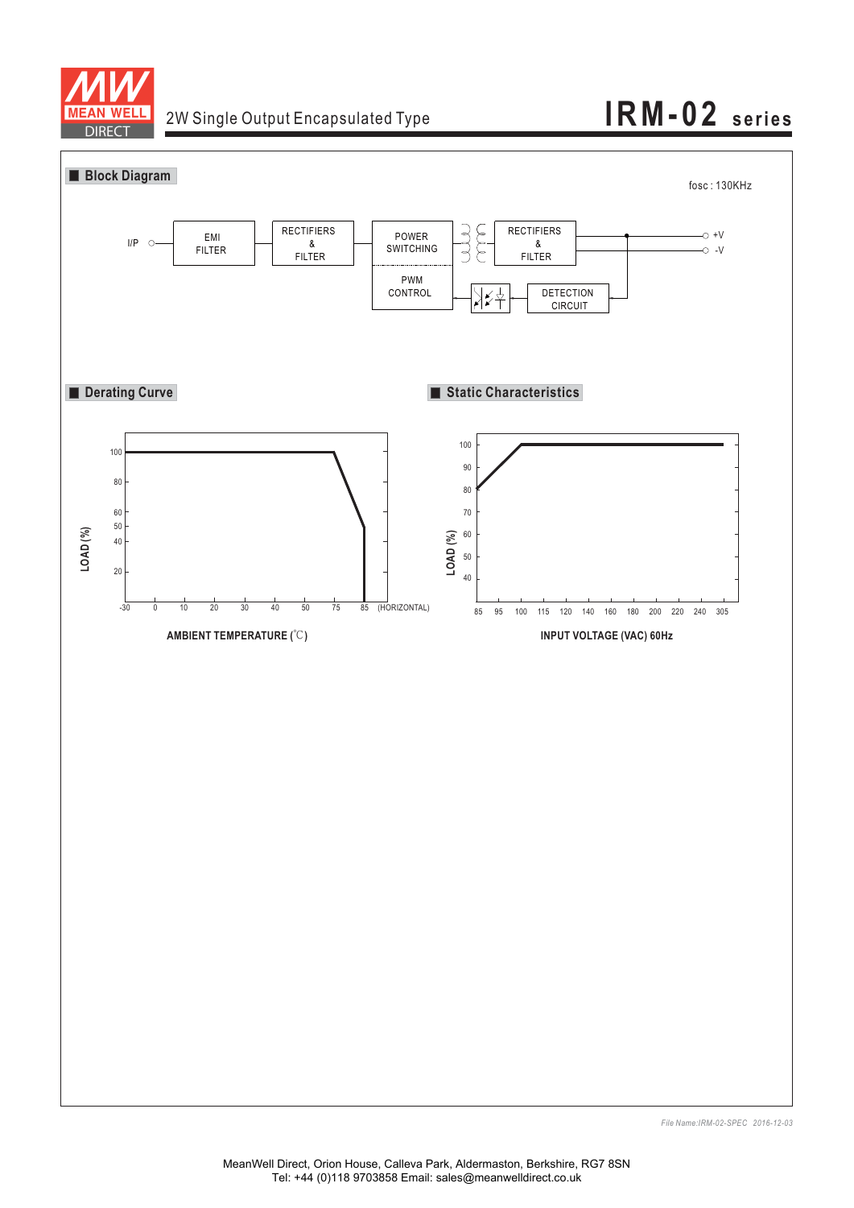2W Single Output Encapsulated Type

# IRM-02 series

## Block Diagram

fosc : 130KHz

I/P — EMI FILTER — RECTIFIERS & FILTER — POWER SWITCHING / PWM CONTROL — RECTIFIERS & FILTER — +V / -V

DETECTION CIRCUIT

## Derating Curve

LOAD (%)

100, 80, 60, 50, 40, 20

-30, 0, 10, 20, 30, 40, 50, 75, 85 (HORIZONTAL)

AMBIENT TEMPERATURE (℃)

## Static Characteristics

LOAD (%)

100, 90, 80, 70, 60, 50, 40

85, 95, 100, 115, 120, 140, 160, 180, 200, 220, 240, 305

INPUT VOLTAGE (VAC) 60Hz

*File Name:IRM-02-SPEC 2016-12-03*

MeanWell Direct, Orion House, Calleva Park, Aldermaston, Berkshire, RG7 8SN
Tel: +44 (0)118 9703858 Email: sales@meanwelldirect.co.uk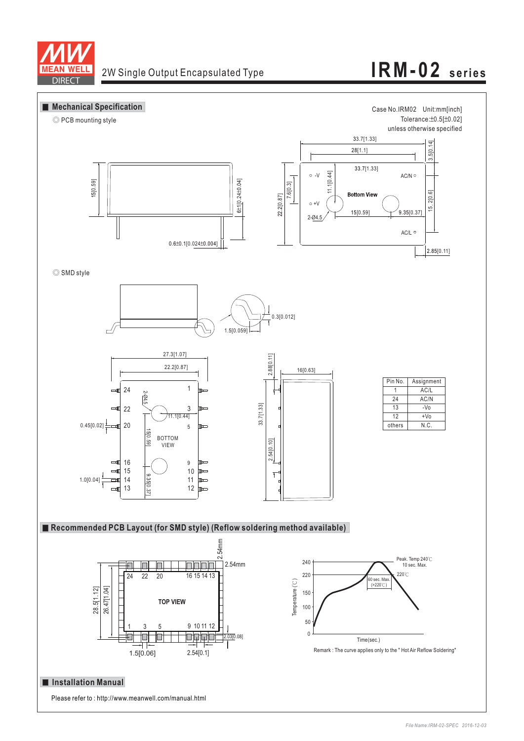# 2W Single Output Encapsulated Type — IRM-02 series

## Mechanical Specification

Case No.IRM02 Unit:mm[inch]
Tolerance:±0.5[±0.02]
unless otherwise specified

◎ PCB mounting style

15[0.59]
6±1[0.24±0.04]
0.6±0.1[0.024±0.004]

33.7[1.33]
28[1.1]
3.5[0.14]
33.7[1.33]
-V
AC/N
11.1[0.44]
7.6[0.3]
22.2[0.87]
Bottom View
+V
2-Ø4.5
15[0.59]
9.35[0.37]
15.2[0.6]
AC/L
2.85[0.11]

◎ SMD style

0.3[0.012]
1.5[0.059]

27.3[1.07]
22.2[0.87]
24
1
2-Ø4.5
22
3
11.1[0.44]
0.45[0.02]
20
5
15[0.59]
BOTTOM VIEW
16
9
15
10
1.0[0.04]
14
11
9.35[0.37]
13
12

2.88[0.11]
16[0.63]
33.7[1.33]
2.54[0.10]

| Pin No. | Assignment |
|---|---|
| 1 | AC/L |
| 24 | AC/N |
| 13 | -Vo |
| 12 | +Vo |
| others | N.C. |

## Recommended PCB Layout (for SMD style) (Reflow soldering method available)

2.54mm
2.54mm
24 22 20 16 15 14 13
28.5[1.12]
26.47[1.04]
TOP VIEW
1 3 5 9 10 11 12
2.03[0.08]
1.5[0.06]
2.54[0.1]

Temperature (℃)
240
220
150
100
50
0
Time(sec.)
Peak. Temp 240℃
10 sec. Max.
220℃
60 sec. Max.
(>220℃)

Remark : The curve applies only to the " Hot Air Reflow Soldering"

## Installation Manual

Please refer to : http://www.meanwell.com/manual.html